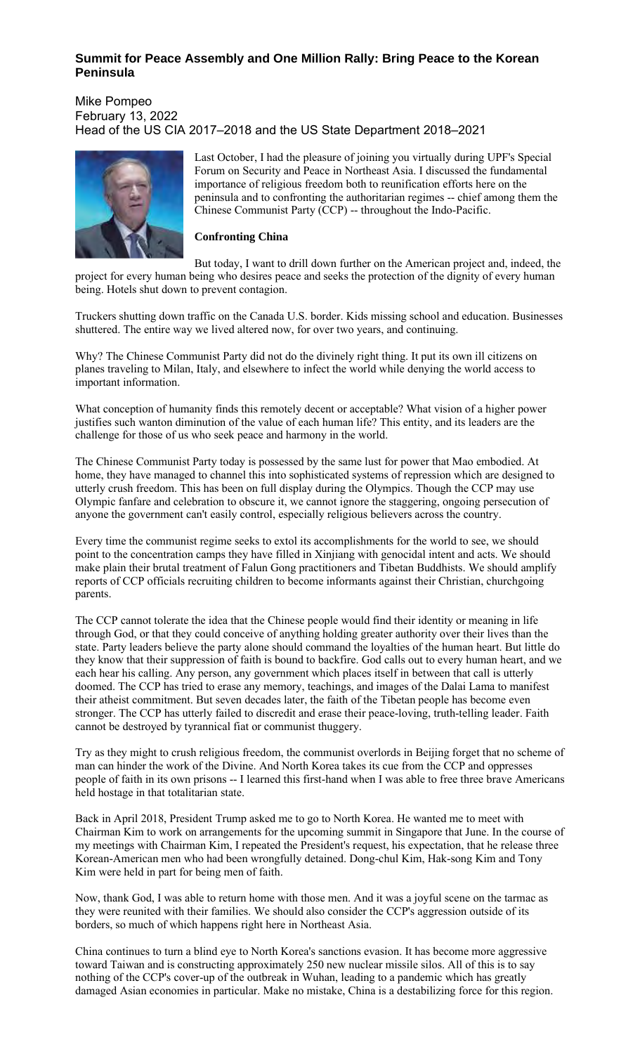# Summit for Peace Assembly and One Million Rally: Bring Peace to the Korean Peninsula

Mike Pompeo
February 13, 2022
Head of the US CIA 2017–2018 and the US State Department 2018–2021

Last October, I had the pleasure of joining you virtually during UPF's Special Forum on Security and Peace in Northeast Asia. I discussed the fundamental importance of religious freedom both to reunification efforts here on the peninsula and to confronting the authoritarian regimes -- chief among them the Chinese Communist Party (CCP) -- throughout the Indo-Pacific.

**Confronting China**

But today, I want to drill down further on the American project and, indeed, the project for every human being who desires peace and seeks the protection of the dignity of every human being. Hotels shut down to prevent contagion.

Truckers shutting down traffic on the Canada U.S. border. Kids missing school and education. Businesses shuttered. The entire way we lived altered now, for over two years, and continuing.

Why? The Chinese Communist Party did not do the divinely right thing. It put its own ill citizens on planes traveling to Milan, Italy, and elsewhere to infect the world while denying the world access to important information.

What conception of humanity finds this remotely decent or acceptable? What vision of a higher power justifies such wanton diminution of the value of each human life? This entity, and its leaders are the challenge for those of us who seek peace and harmony in the world.

The Chinese Communist Party today is possessed by the same lust for power that Mao embodied. At home, they have managed to channel this into sophisticated systems of repression which are designed to utterly crush freedom. This has been on full display during the Olympics. Though the CCP may use Olympic fanfare and celebration to obscure it, we cannot ignore the staggering, ongoing persecution of anyone the government can't easily control, especially religious believers across the country.

Every time the communist regime seeks to extol its accomplishments for the world to see, we should point to the concentration camps they have filled in Xinjiang with genocidal intent and acts. We should make plain their brutal treatment of Falun Gong practitioners and Tibetan Buddhists. We should amplify reports of CCP officials recruiting children to become informants against their Christian, churchgoing parents.

The CCP cannot tolerate the idea that the Chinese people would find their identity or meaning in life through God, or that they could conceive of anything holding greater authority over their lives than the state. Party leaders believe the party alone should command the loyalties of the human heart. But little do they know that their suppression of faith is bound to backfire. God calls out to every human heart, and we each hear his calling. Any person, any government which places itself in between that call is utterly doomed. The CCP has tried to erase any memory, teachings, and images of the Dalai Lama to manifest their atheist commitment. But seven decades later, the faith of the Tibetan people has become even stronger. The CCP has utterly failed to discredit and erase their peace-loving, truth-telling leader. Faith cannot be destroyed by tyrannical fiat or communist thuggery.

Try as they might to crush religious freedom, the communist overlords in Beijing forget that no scheme of man can hinder the work of the Divine. And North Korea takes its cue from the CCP and oppresses people of faith in its own prisons -- I learned this first-hand when I was able to free three brave Americans held hostage in that totalitarian state.

Back in April 2018, President Trump asked me to go to North Korea. He wanted me to meet with Chairman Kim to work on arrangements for the upcoming summit in Singapore that June. In the course of my meetings with Chairman Kim, I repeated the President's request, his expectation, that he release three Korean-American men who had been wrongfully detained. Dong-chul Kim, Hak-song Kim and Tony Kim were held in part for being men of faith.

Now, thank God, I was able to return home with those men. And it was a joyful scene on the tarmac as they were reunited with their families. We should also consider the CCP's aggression outside of its borders, so much of which happens right here in Northeast Asia.

China continues to turn a blind eye to North Korea's sanctions evasion. It has become more aggressive toward Taiwan and is constructing approximately 250 new nuclear missile silos. All of this is to say nothing of the CCP's cover-up of the outbreak in Wuhan, leading to a pandemic which has greatly damaged Asian economies in particular. Make no mistake, China is a destabilizing force for this region.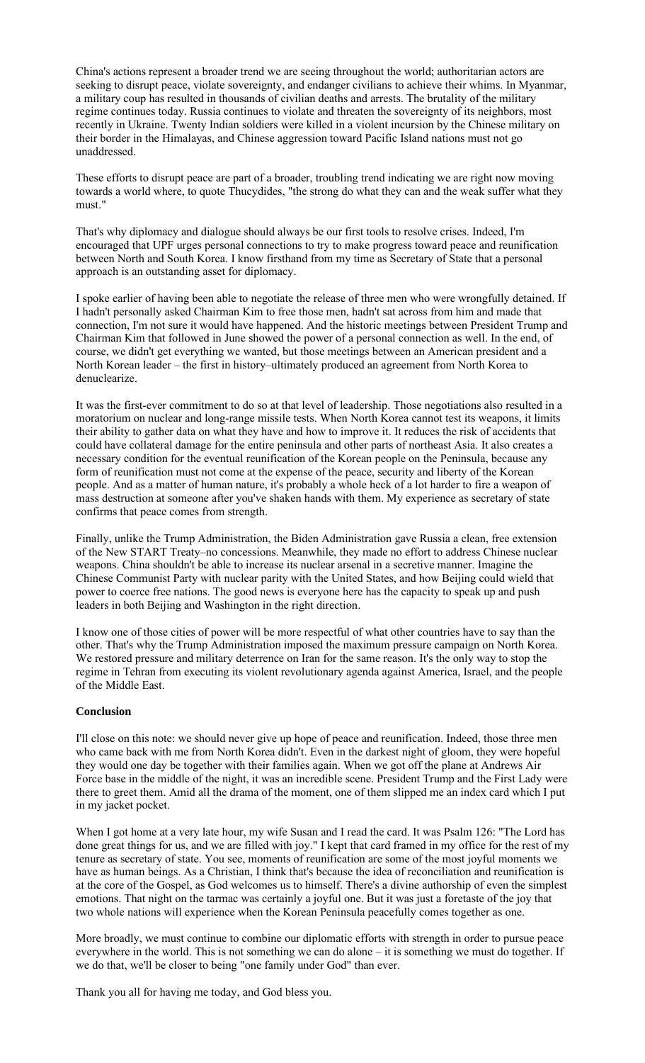China's actions represent a broader trend we are seeing throughout the world; authoritarian actors are seeking to disrupt peace, violate sovereignty, and endanger civilians to achieve their whims. In Myanmar, a military coup has resulted in thousands of civilian deaths and arrests. The brutality of the military regime continues today. Russia continues to violate and threaten the sovereignty of its neighbors, most recently in Ukraine. Twenty Indian soldiers were killed in a violent incursion by the Chinese military on their border in the Himalayas, and Chinese aggression toward Pacific Island nations must not go unaddressed.

These efforts to disrupt peace are part of a broader, troubling trend indicating we are right now moving towards a world where, to quote Thucydides, "the strong do what they can and the weak suffer what they must."

That's why diplomacy and dialogue should always be our first tools to resolve crises. Indeed, I'm encouraged that UPF urges personal connections to try to make progress toward peace and reunification between North and South Korea. I know firsthand from my time as Secretary of State that a personal approach is an outstanding asset for diplomacy.

I spoke earlier of having been able to negotiate the release of three men who were wrongfully detained. If I hadn't personally asked Chairman Kim to free those men, hadn't sat across from him and made that connection, I'm not sure it would have happened. And the historic meetings between President Trump and Chairman Kim that followed in June showed the power of a personal connection as well. In the end, of course, we didn't get everything we wanted, but those meetings between an American president and a North Korean leader – the first in history–ultimately produced an agreement from North Korea to denuclearize.

It was the first-ever commitment to do so at that level of leadership. Those negotiations also resulted in a moratorium on nuclear and long-range missile tests. When North Korea cannot test its weapons, it limits their ability to gather data on what they have and how to improve it. It reduces the risk of accidents that could have collateral damage for the entire peninsula and other parts of northeast Asia. It also creates a necessary condition for the eventual reunification of the Korean people on the Peninsula, because any form of reunification must not come at the expense of the peace, security and liberty of the Korean people. And as a matter of human nature, it's probably a whole heck of a lot harder to fire a weapon of mass destruction at someone after you've shaken hands with them. My experience as secretary of state confirms that peace comes from strength.

Finally, unlike the Trump Administration, the Biden Administration gave Russia a clean, free extension of the New START Treaty–no concessions. Meanwhile, they made no effort to address Chinese nuclear weapons. China shouldn't be able to increase its nuclear arsenal in a secretive manner. Imagine the Chinese Communist Party with nuclear parity with the United States, and how Beijing could wield that power to coerce free nations. The good news is everyone here has the capacity to speak up and push leaders in both Beijing and Washington in the right direction.

I know one of those cities of power will be more respectful of what other countries have to say than the other. That's why the Trump Administration imposed the maximum pressure campaign on North Korea. We restored pressure and military deterrence on Iran for the same reason. It's the only way to stop the regime in Tehran from executing its violent revolutionary agenda against America, Israel, and the people of the Middle East.

**Conclusion**

I'll close on this note: we should never give up hope of peace and reunification. Indeed, those three men who came back with me from North Korea didn't. Even in the darkest night of gloom, they were hopeful they would one day be together with their families again. When we got off the plane at Andrews Air Force base in the middle of the night, it was an incredible scene. President Trump and the First Lady were there to greet them. Amid all the drama of the moment, one of them slipped me an index card which I put in my jacket pocket.

When I got home at a very late hour, my wife Susan and I read the card. It was Psalm 126: "The Lord has done great things for us, and we are filled with joy." I kept that card framed in my office for the rest of my tenure as secretary of state. You see, moments of reunification are some of the most joyful moments we have as human beings. As a Christian, I think that's because the idea of reconciliation and reunification is at the core of the Gospel, as God welcomes us to himself. There's a divine authorship of even the simplest emotions. That night on the tarmac was certainly a joyful one. But it was just a foretaste of the joy that two whole nations will experience when the Korean Peninsula peacefully comes together as one.

More broadly, we must continue to combine our diplomatic efforts with strength in order to pursue peace everywhere in the world. This is not something we can do alone – it is something we must do together. If we do that, we'll be closer to being "one family under God" than ever.

Thank you all for having me today, and God bless you.